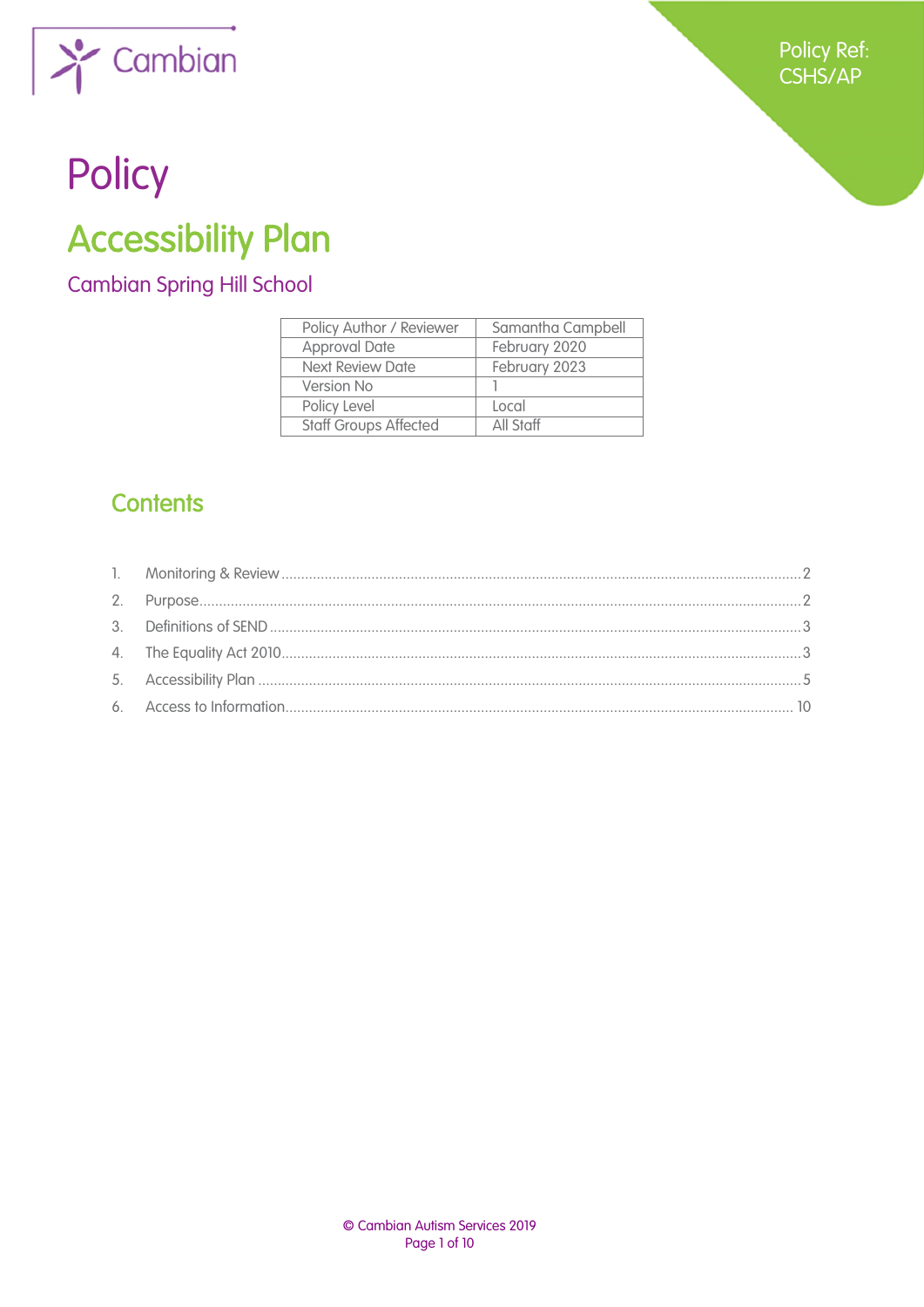Cambian

Policy Ref: CSHS/AP

# Policy

# Accessibility Plan

## Cambian Spring Hill School

| Policy Author / Reviewer | Samantha Campbell |
|---|---|
| Approval Date | February 2020 |
| Next Review Date | February 2023 |
| Version No | 1 |
| Policy Level | Local |
| Staff Groups Affected | All Staff |

## Contents

1. Monitoring & Review ........ 2
2. Purpose ........ 2
3. Definitions of SEND ........ 3
4. The Equality Act 2010 ........ 3
5. Accessibility Plan ........ 5
6. Access to Information ........ 10

© Cambian Autism Services 2019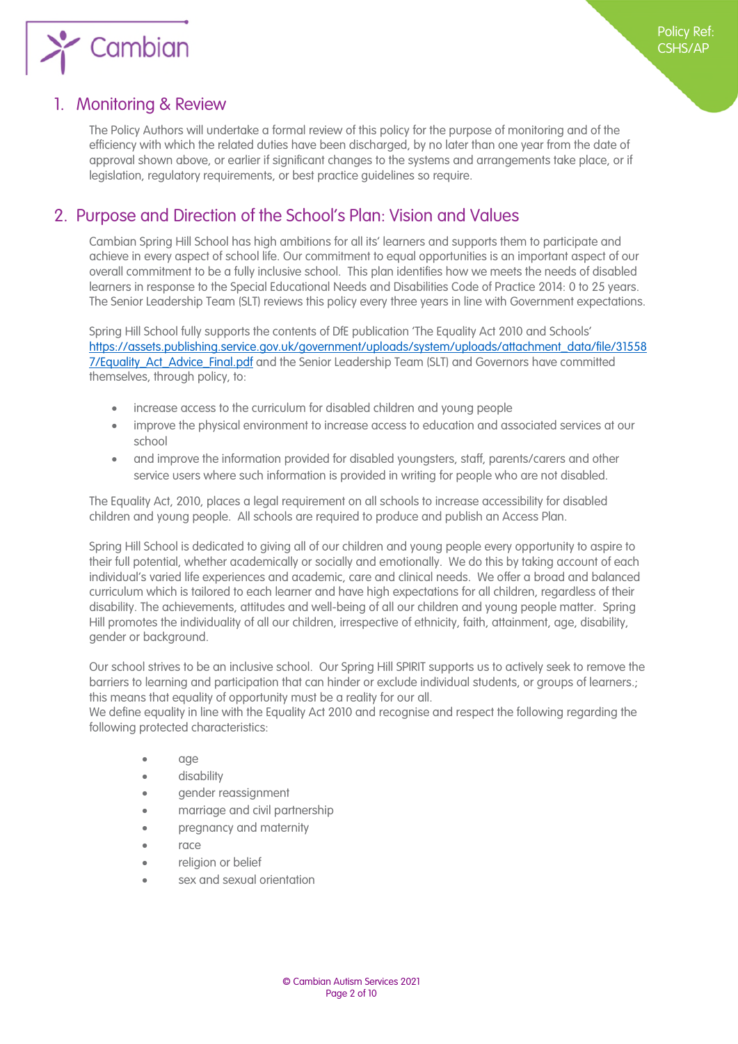## 1. Monitoring & Review

The Policy Authors will undertake a formal review of this policy for the purpose of monitoring and of the efficiency with which the related duties have been discharged, by no later than one year from the date of approval shown above, or earlier if significant changes to the systems and arrangements take place, or if legislation, regulatory requirements, or best practice guidelines so require.

## 2. Purpose and Direction of the School's Plan: Vision and Values

Cambian Spring Hill School has high ambitions for all its' learners and supports them to participate and achieve in every aspect of school life. Our commitment to equal opportunities is an important aspect of our overall commitment to be a fully inclusive school. This plan identifies how we meets the needs of disabled learners in response to the Special Educational Needs and Disabilities Code of Practice 2014: 0 to 25 years. The Senior Leadership Team (SLT) reviews this policy every three years in line with Government expectations.

Spring Hill School fully supports the contents of DfE publication 'The Equality Act 2010 and Schools' [https://assets.publishing.service.gov.uk/government/uploads/system/uploads/attachment_data/file/315587/Equality_Act_Advice_Final.pdf](https://assets.publishing.service.gov.uk/government/uploads/system/uploads/attachment_data/file/315587/Equality_Act_Advice_Final.pdf) and the Senior Leadership Team (SLT) and Governors have committed themselves, through policy, to:

- increase access to the curriculum for disabled children and young people
- improve the physical environment to increase access to education and associated services at our school
- and improve the information provided for disabled youngsters, staff, parents/carers and other service users where such information is provided in writing for people who are not disabled.

The Equality Act, 2010, places a legal requirement on all schools to increase accessibility for disabled children and young people. All schools are required to produce and publish an Access Plan.

Spring Hill School is dedicated to giving all of our children and young people every opportunity to aspire to their full potential, whether academically or socially and emotionally. We do this by taking account of each individual's varied life experiences and academic, care and clinical needs. We offer a broad and balanced curriculum which is tailored to each learner and have high expectations for all children, regardless of their disability. The achievements, attitudes and well-being of all our children and young people matter. Spring Hill promotes the individuality of all our children, irrespective of ethnicity, faith, attainment, age, disability, gender or background.

Our school strives to be an inclusive school. Our Spring Hill SPIRIT supports us to actively seek to remove the barriers to learning and participation that can hinder or exclude individual students, or groups of learners.; this means that equality of opportunity must be a reality for our all.
We define equality in line with the Equality Act 2010 and recognise and respect the following regarding the following protected characteristics:

- age
- disability
- gender reassignment
- marriage and civil partnership
- pregnancy and maternity
- race
- religion or belief
- sex and sexual orientation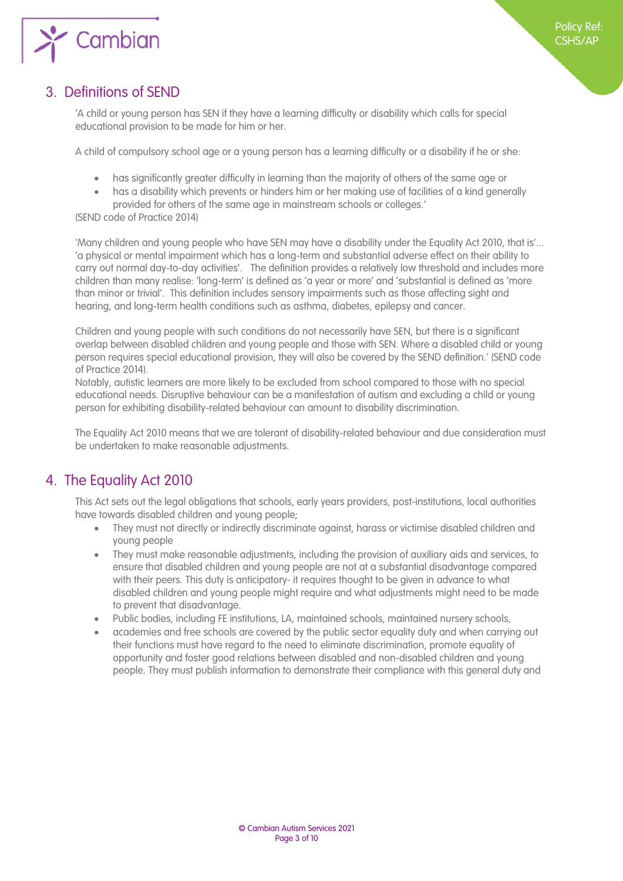## 3. Definitions of SEND

'A child or young person has SEN if they have a learning difficulty or disability which calls for special educational provision to be made for him or her.

A child of compulsory school age or a young person has a learning difficulty or a disability if he or she:

- has significantly greater difficulty in learning than the majority of others of the same age or
- has a disability which prevents or hinders him or her making use of facilities of a kind generally provided for others of the same age in mainstream schools or colleges.'

(SEND code of Practice 2014)

'Many children and young people who have SEN may have a disability under the Equality Act 2010, that is'… 'a physical or mental impairment which has a long-term and substantial adverse effect on their ability to carry out normal day-to-day activities'. The definition provides a relatively low threshold and includes more children than many realise: 'long-term' is defined as 'a year or more' and 'substantial is defined as 'more than minor or trivial'. This definition includes sensory impairments such as those affecting sight and hearing, and long-term health conditions such as asthma, diabetes, epilepsy and cancer.

Children and young people with such conditions do not necessarily have SEN, but there is a significant overlap between disabled children and young people and those with SEN. Where a disabled child or young person requires special educational provision, they will also be covered by the SEND definition.' (SEND code of Practice 2014).

Notably, autistic learners are more likely to be excluded from school compared to those with no special educational needs. Disruptive behaviour can be a manifestation of autism and excluding a child or young person for exhibiting disability-related behaviour can amount to disability discrimination.

The Equality Act 2010 means that we are tolerant of disability-related behaviour and due consideration must be undertaken to make reasonable adjustments.

## 4. The Equality Act 2010

This Act sets out the legal obligations that schools, early years providers, post-institutions, local authorities have towards disabled children and young people;

- They must not directly or indirectly discriminate against, harass or victimise disabled children and young people
- They must make reasonable adjustments, including the provision of auxiliary aids and services, to ensure that disabled children and young people are not at a substantial disadvantage compared with their peers. This duty is anticipatory- it requires thought to be given in advance to what disabled children and young people might require and what adjustments might need to be made to prevent that disadvantage.
- Public bodies, including FE institutions, LA, maintained schools, maintained nursery schools,
- academies and free schools are covered by the public sector equality duty and when carrying out their functions must have regard to the need to eliminate discrimination, promote equality of opportunity and foster good relations between disabled and non-disabled children and young people. They must publish information to demonstrate their compliance with this general duty and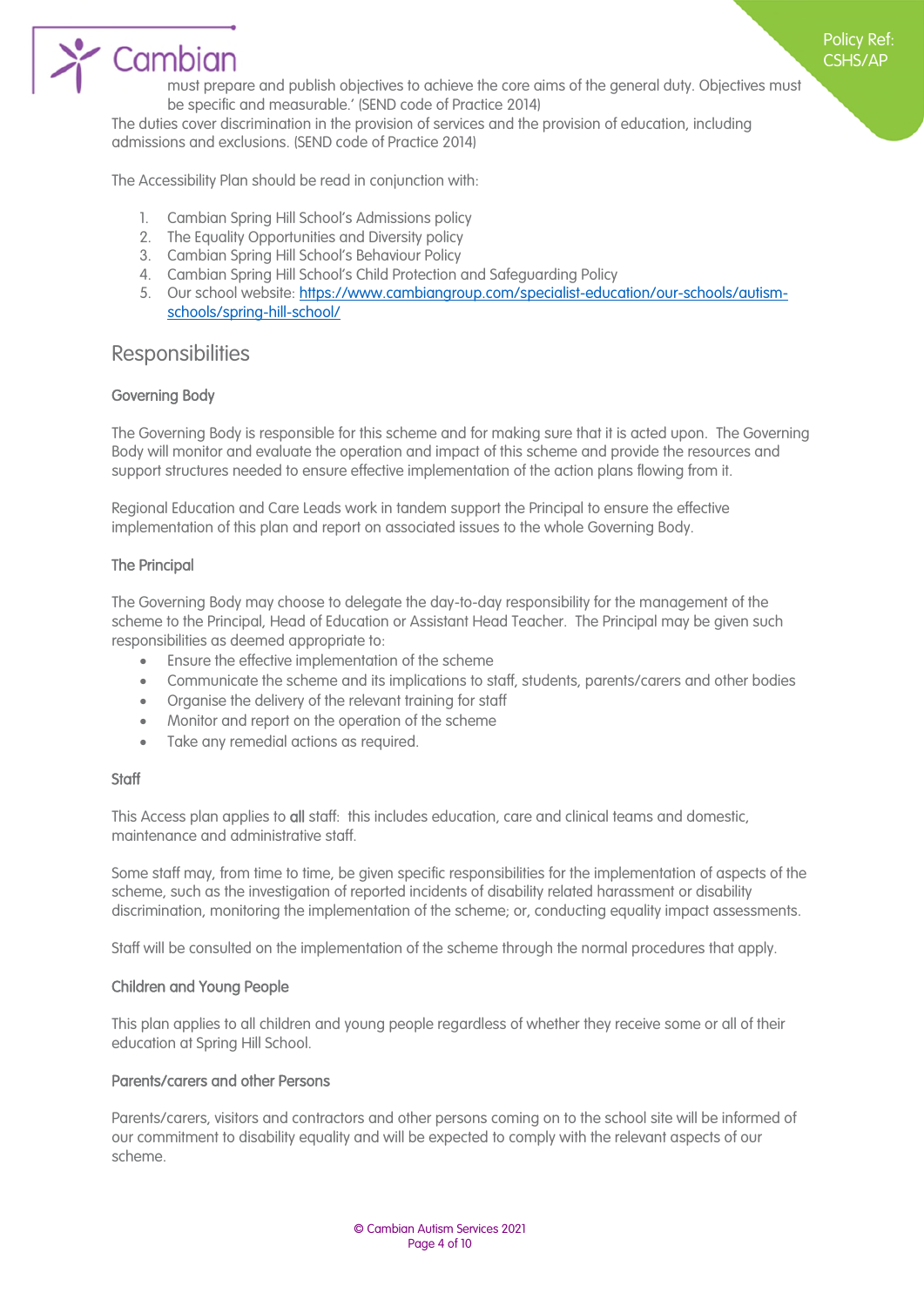must prepare and publish objectives to achieve the core aims of the general duty. Objectives must be specific and measurable.' (SEND code of Practice 2014)

The duties cover discrimination in the provision of services and the provision of education, including admissions and exclusions. (SEND code of Practice 2014)

The Accessibility Plan should be read in conjunction with:

1. Cambian Spring Hill School's Admissions policy
2. The Equality Opportunities and Diversity policy
3. Cambian Spring Hill School's Behaviour Policy
4. Cambian Spring Hill School's Child Protection and Safeguarding Policy
5. Our school website: [https://www.cambiangroup.com/specialist-education/our-schools/autism-schools/spring-hill-school/](https://www.cambiangroup.com/specialist-education/our-schools/autism-schools/spring-hill-school/)

## Responsibilities

### Governing Body

The Governing Body is responsible for this scheme and for making sure that it is acted upon. The Governing Body will monitor and evaluate the operation and impact of this scheme and provide the resources and support structures needed to ensure effective implementation of the action plans flowing from it.

Regional Education and Care Leads work in tandem support the Principal to ensure the effective implementation of this plan and report on associated issues to the whole Governing Body.

### The Principal

The Governing Body may choose to delegate the day-to-day responsibility for the management of the scheme to the Principal, Head of Education or Assistant Head Teacher. The Principal may be given such responsibilities as deemed appropriate to:

- Ensure the effective implementation of the scheme
- Communicate the scheme and its implications to staff, students, parents/carers and other bodies
- Organise the delivery of the relevant training for staff
- Monitor and report on the operation of the scheme
- Take any remedial actions as required.

### Staff

This Access plan applies to **all** staff: this includes education, care and clinical teams and domestic, maintenance and administrative staff.

Some staff may, from time to time, be given specific responsibilities for the implementation of aspects of the scheme, such as the investigation of reported incidents of disability related harassment or disability discrimination, monitoring the implementation of the scheme; or, conducting equality impact assessments.

Staff will be consulted on the implementation of the scheme through the normal procedures that apply.

### Children and Young People

This plan applies to all children and young people regardless of whether they receive some or all of their education at Spring Hill School.

### Parents/carers and other Persons

Parents/carers, visitors and contractors and other persons coming on to the school site will be informed of our commitment to disability equality and will be expected to comply with the relevant aspects of our scheme.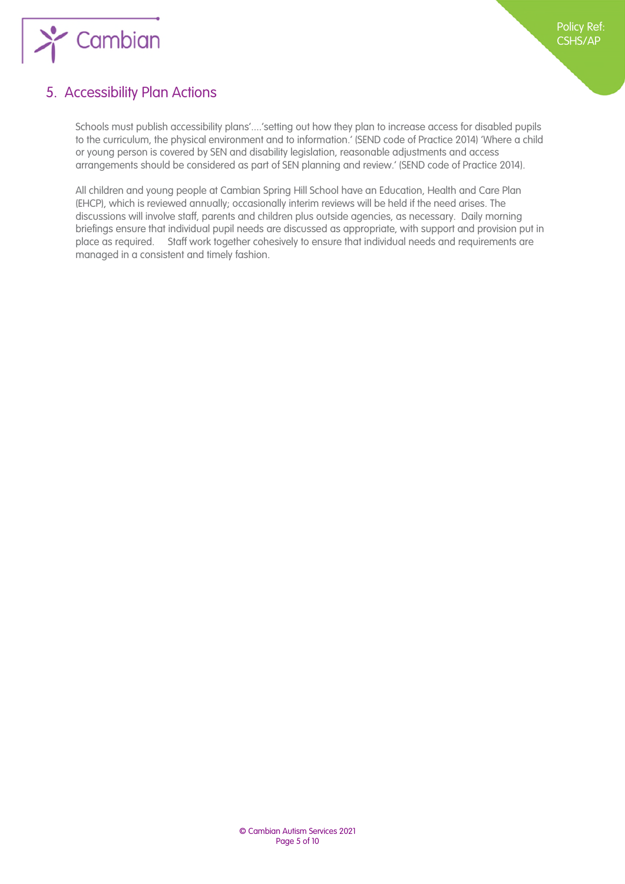## 5. Accessibility Plan Actions

Schools must publish accessibility plans'….'setting out how they plan to increase access for disabled pupils to the curriculum, the physical environment and to information.' (SEND code of Practice 2014) 'Where a child or young person is covered by SEN and disability legislation, reasonable adjustments and access arrangements should be considered as part of SEN planning and review.' (SEND code of Practice 2014).

All children and young people at Cambian Spring Hill School have an Education, Health and Care Plan (EHCP), which is reviewed annually; occasionally interim reviews will be held if the need arises. The discussions will involve staff, parents and children plus outside agencies, as necessary. Daily morning briefings ensure that individual pupil needs are discussed as appropriate, with support and provision put in place as required. Staff work together cohesively to ensure that individual needs and requirements are managed in a consistent and timely fashion.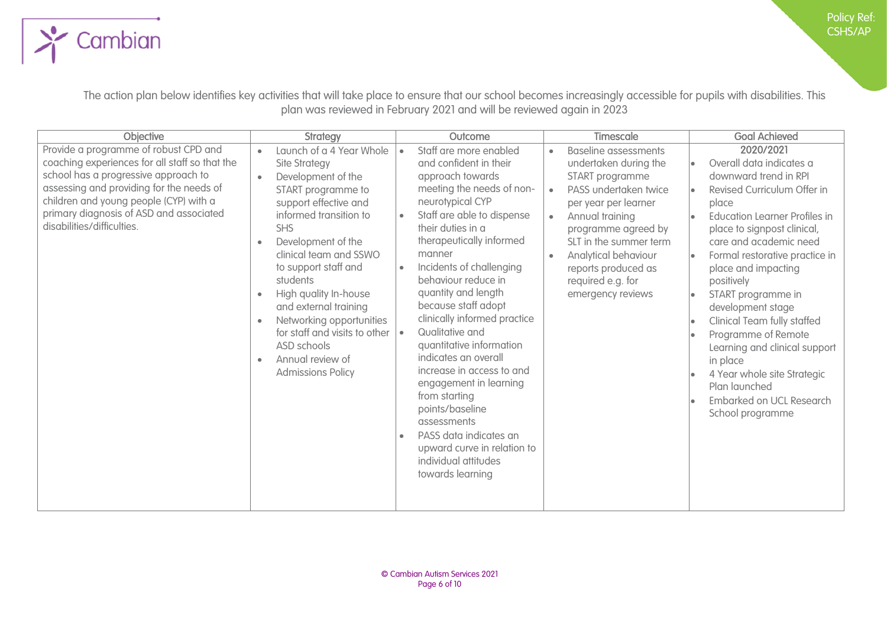The action plan below identifies key activities that will take place to ensure that our school becomes increasingly accessible for pupils with disabilities. This plan was reviewed in February 2021 and will be reviewed again in 2023

| Objective | Strategy | Outcome | Timescale | Goal Achieved |
|---|---|---|---|---|
| Provide a programme of robust CPD and coaching experiences for all staff so that the school has a progressive approach to assessing and providing for the needs of children and young people (CYP) with a primary diagnosis of ASD and associated disabilities/difficulties. | • Launch of a 4 Year Whole Site Strategy<br>• Development of the START programme to support effective and informed transition to SHS<br>• Development of the clinical team and SSWO to support staff and students<br>• High quality In-house and external training<br>• Networking opportunities for staff and visits to other ASD schools<br>• Annual review of Admissions Policy | • Staff are more enabled and confident in their approach towards meeting the needs of non-neurotypical CYP<br>• Staff are able to dispense their duties in a therapeutically informed manner<br>• Incidents of challenging behaviour reduce in quantity and length because staff adopt clinically informed practice<br>• Qualitative and quantitative information indicates an overall increase in access to and engagement in learning from starting points/baseline assessments<br>• PASS data indicates an upward curve in relation to individual attitudes towards learning | • Baseline assessments undertaken during the START programme<br>• PASS undertaken twice per year per learner<br>• Annual training programme agreed by SLT in the summer term<br>• Analytical behaviour reports produced as required e.g. for emergency reviews | **2020/2021**<br>• Overall data indicates a downward trend in RPI<br>• Revised Curriculum Offer in place<br>• Education Learner Profiles in place to signpost clinical, care and academic need<br>• Formal restorative practice in place and impacting positively<br>• START programme in development stage<br>• Clinical Team fully staffed<br>• Programme of Remote Learning and clinical support in place<br>• 4 Year whole site Strategic Plan launched<br>• Embarked on UCL Research School programme |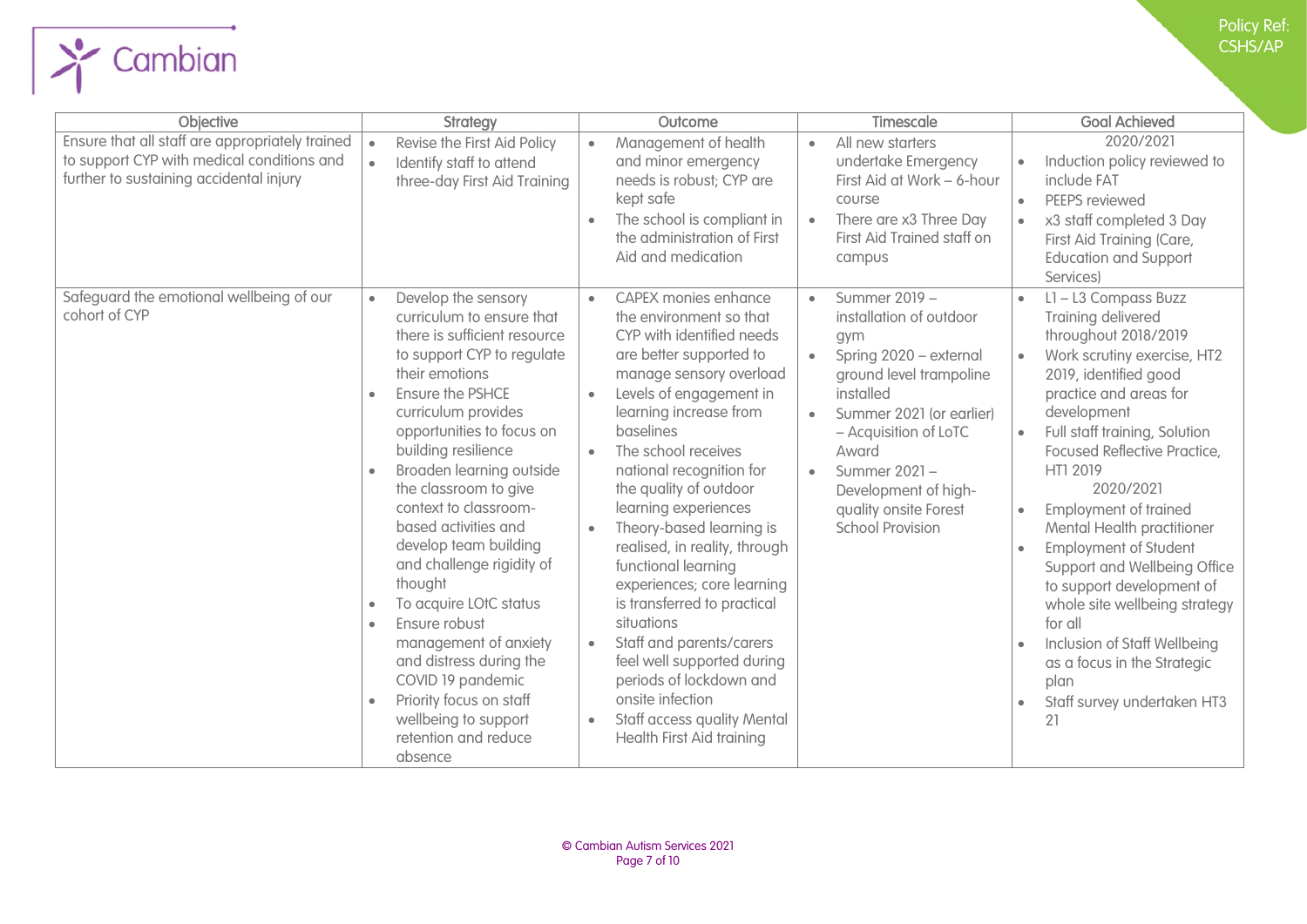| Objective | Strategy | Outcome | Timescale | Goal Achieved |
|---|---|---|---|---|
| Ensure that all staff are appropriately trained to support CYP with medical conditions and further to sustaining accidental injury | • Revise the First Aid Policy<br>• Identify staff to attend three-day First Aid Training | • Management of health and minor emergency needs is robust; CYP are kept safe<br>• The school is compliant in the administration of First Aid and medication | • All new starters undertake Emergency First Aid at Work – 6-hour course<br>• There are x3 Three Day First Aid Trained staff on campus | 2020/2021<br>• Induction policy reviewed to include FAT<br>• PEEPS reviewed<br>• x3 staff completed 3 Day First Aid Training (Care, Education and Support Services) |
| Safeguard the emotional wellbeing of our cohort of CYP | • Develop the sensory curriculum to ensure that there is sufficient resource to support CYP to regulate their emotions<br>• Ensure the PSHCE curriculum provides opportunities to focus on building resilience<br>• Broaden learning outside the classroom to give context to classroom-based activities and develop team building and challenge rigidity of thought<br>• To acquire LOtC status<br>• Ensure robust management of anxiety and distress during the COVID 19 pandemic<br>• Priority focus on staff wellbeing to support retention and reduce absence | • CAPEX monies enhance the environment so that CYP with identified needs are better supported to manage sensory overload<br>• Levels of engagement in learning increase from baselines<br>• The school receives national recognition for the quality of outdoor learning experiences<br>• Theory-based learning is realised, in reality, through functional learning experiences; core learning is transferred to practical situations<br>• Staff and parents/carers feel well supported during periods of lockdown and onsite infection<br>• Staff access quality Mental Health First Aid training | • Summer 2019 – installation of outdoor gym<br>• Spring 2020 – external ground level trampoline installed<br>• Summer 2021 (or earlier) – Acquisition of LoTC Award<br>• Summer 2021 – Development of high-quality onsite Forest School Provision | • L1 – L3 Compass Buzz Training delivered throughout 2018/2019<br>• Work scrutiny exercise, HT2 2019, identified good practice and areas for development<br>• Full staff training, Solution Focused Reflective Practice, HT1 2019<br>2020/2021<br>• Employment of trained Mental Health practitioner<br>• Employment of Student Support and Wellbeing Office to support development of whole site wellbeing strategy for all<br>• Inclusion of Staff Wellbeing as a focus in the Strategic plan<br>• Staff survey undertaken HT3 21 |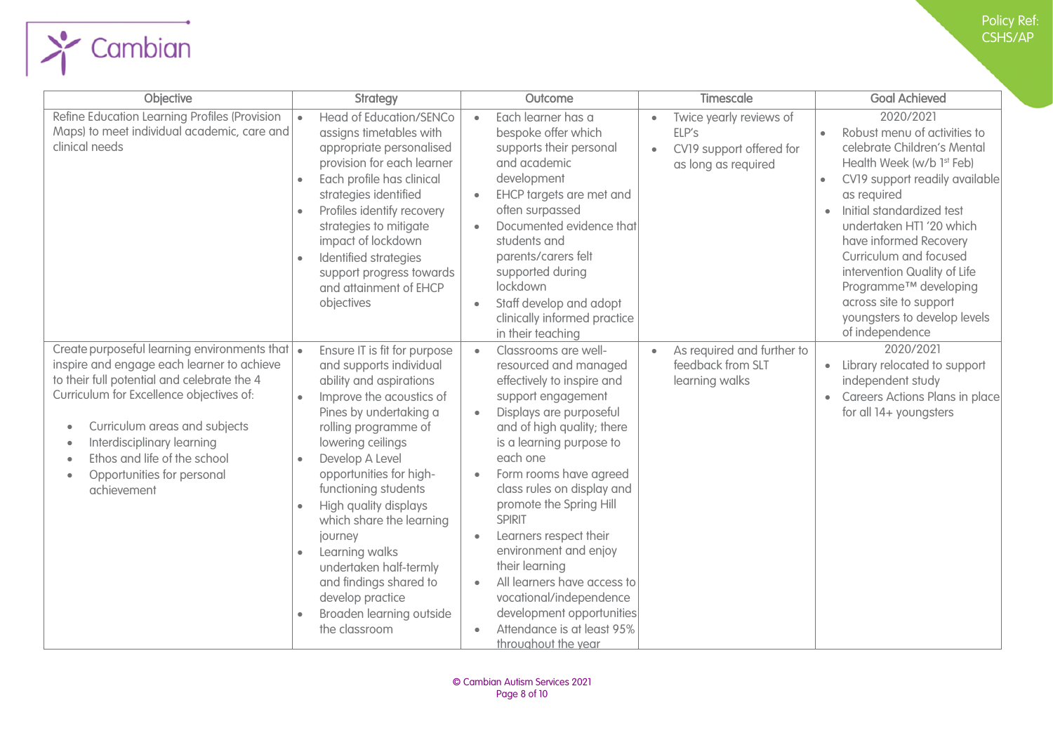| Objective | Strategy | Outcome | Timescale | Goal Achieved |
|---|---|---|---|---|
| Refine Education Learning Profiles (Provision Maps) to meet individual academic, care and clinical needs | • Head of Education/SENCo assigns timetables with appropriate personalised provision for each learner<br>• Each profile has clinical strategies identified<br>• Profiles identify recovery strategies to mitigate impact of lockdown<br>• Identified strategies support progress towards and attainment of EHCP objectives | • Each learner has a bespoke offer which supports their personal and academic development<br>• EHCP targets are met and often surpassed<br>• Documented evidence that students and parents/carers felt supported during lockdown<br>• Staff develop and adopt clinically informed practice in their teaching | • Twice yearly reviews of ELP's<br>• CV19 support offered for as long as required | 2020/2021<br>• Robust menu of activities to celebrate Children's Mental Health Week (w/b 1st Feb)<br>• CV19 support readily available as required<br>• Initial standardized test undertaken HT1 '20 which have informed Recovery Curriculum and focused intervention Quality of Life Programme™ developing across site to support youngsters to develop levels of independence |
| Create purposeful learning environments that inspire and engage each learner to achieve to their full potential and celebrate the 4 Curriculum for Excellence objectives of:<br><br>• Curriculum areas and subjects<br>• Interdisciplinary learning<br>• Ethos and life of the school<br>• Opportunities for personal achievement | • Ensure IT is fit for purpose and supports individual ability and aspirations<br>• Improve the acoustics of Pines by undertaking a rolling programme of lowering ceilings<br>• Develop A Level opportunities for high-functioning students<br>• High quality displays which share the learning journey<br>• Learning walks undertaken half-termly and findings shared to develop practice<br>• Broaden learning outside the classroom | • Classrooms are well-resourced and managed effectively to inspire and support engagement<br>• Displays are purposeful and of high quality; there is a learning purpose to each one<br>• Form rooms have agreed class rules on display and promote the Spring Hill SPIRIT<br>• Learners respect their environment and enjoy their learning<br>• All learners have access to vocational/independence development opportunities<br>• Attendance is at least 95% throughout the year | • As required and further to feedback from SLT learning walks | 2020/2021<br>• Library relocated to support independent study<br>• Careers Actions Plans in place for all 14+ youngsters |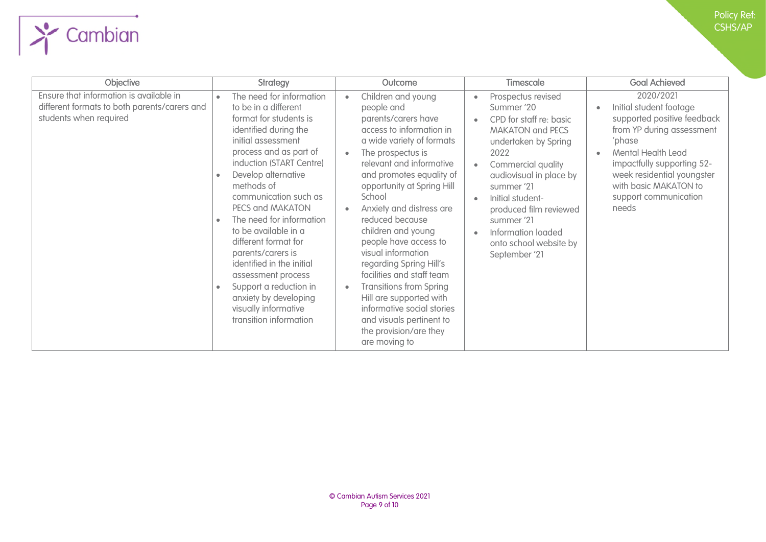| Objective | Strategy | Outcome | Timescale | Goal Achieved |
|---|---|---|---|---|
| Ensure that information is available in different formats to both parents/carers and students when required | • The need for information to be in a different format for students is identified during the initial assessment process and as part of induction (START Centre)<br>• Develop alternative methods of communication such as PECS and MAKATON<br>• The need for information to be available in a different format for parents/carers is identified in the initial assessment process<br>• Support a reduction in anxiety by developing visually informative transition information | • Children and young people and parents/carers have access to information in a wide variety of formats<br>• The prospectus is relevant and informative and promotes equality of opportunity at Spring Hill School<br>• Anxiety and distress are reduced because children and young people have access to visual information regarding Spring Hill's facilities and staff team<br>• Transitions from Spring Hill are supported with informative social stories and visuals pertinent to the provision/are they are moving to | • Prospectus revised Summer '20<br>• CPD for staff re: basic MAKATON and PECS undertaken by Spring 2022<br>• Commercial quality audiovisual in place by summer '21<br>• Initial student-produced film reviewed summer '21<br>• Information loaded onto school website by September '21 | 2020/2021<br>• Initial student footage supported positive feedback from YP during assessment 'phase<br>• Mental Health Lead impactfully supporting 52-week residential youngster with basic MAKATON to support communication needs |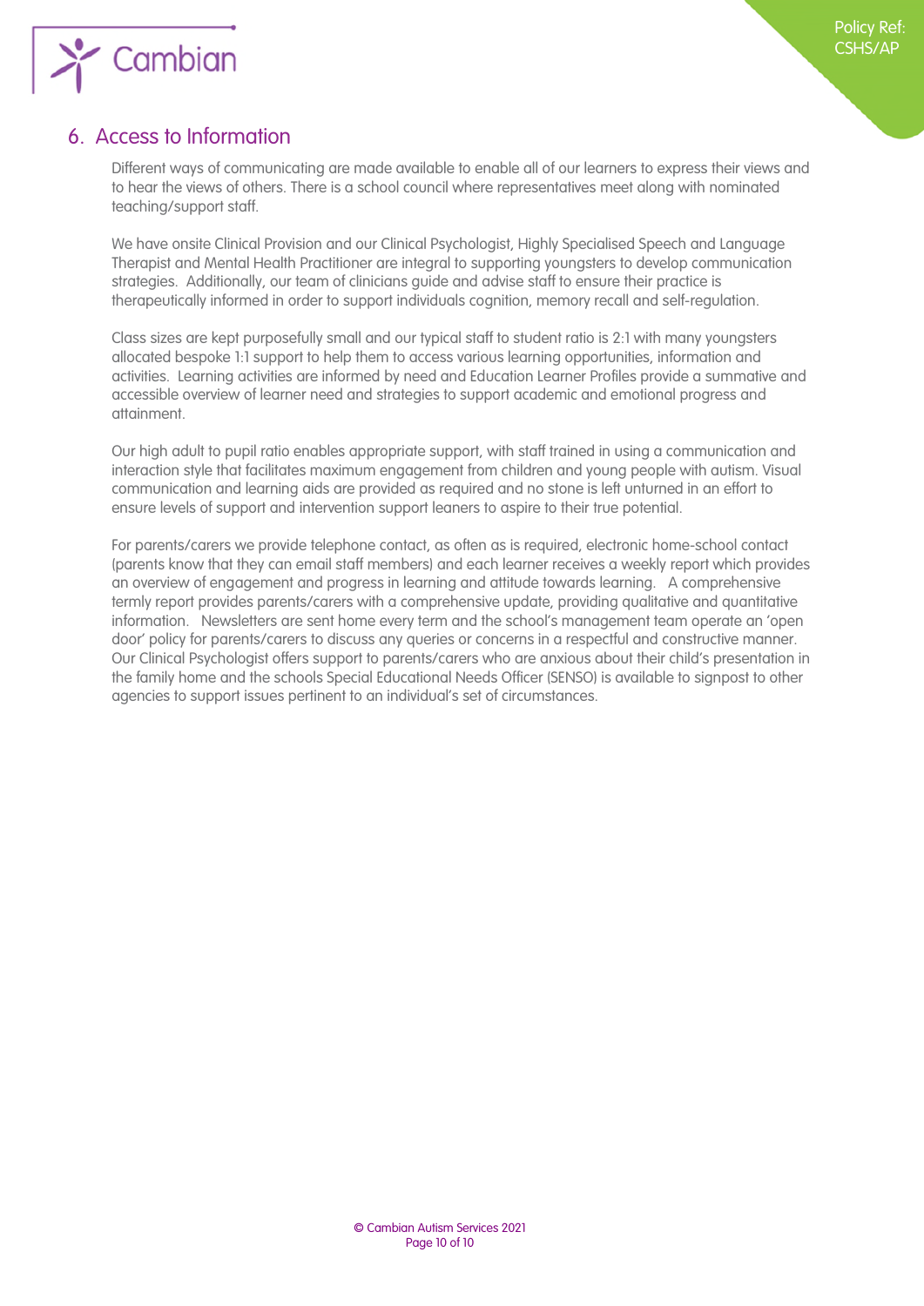## 6. Access to Information

Different ways of communicating are made available to enable all of our learners to express their views and to hear the views of others. There is a school council where representatives meet along with nominated teaching/support staff.

We have onsite Clinical Provision and our Clinical Psychologist, Highly Specialised Speech and Language Therapist and Mental Health Practitioner are integral to supporting youngsters to develop communication strategies. Additionally, our team of clinicians guide and advise staff to ensure their practice is therapeutically informed in order to support individuals cognition, memory recall and self-regulation.

Class sizes are kept purposefully small and our typical staff to student ratio is 2:1 with many youngsters allocated bespoke 1:1 support to help them to access various learning opportunities, information and activities. Learning activities are informed by need and Education Learner Profiles provide a summative and accessible overview of learner need and strategies to support academic and emotional progress and attainment.

Our high adult to pupil ratio enables appropriate support, with staff trained in using a communication and interaction style that facilitates maximum engagement from children and young people with autism. Visual communication and learning aids are provided as required and no stone is left unturned in an effort to ensure levels of support and intervention support leaners to aspire to their true potential.

For parents/carers we provide telephone contact, as often as is required, electronic home-school contact (parents know that they can email staff members) and each learner receives a weekly report which provides an overview of engagement and progress in learning and attitude towards learning. A comprehensive termly report provides parents/carers with a comprehensive update, providing qualitative and quantitative information. Newsletters are sent home every term and the school's management team operate an 'open door' policy for parents/carers to discuss any queries or concerns in a respectful and constructive manner. Our Clinical Psychologist offers support to parents/carers who are anxious about their child's presentation in the family home and the schools Special Educational Needs Officer (SENSO) is available to signpost to other agencies to support issues pertinent to an individual's set of circumstances.